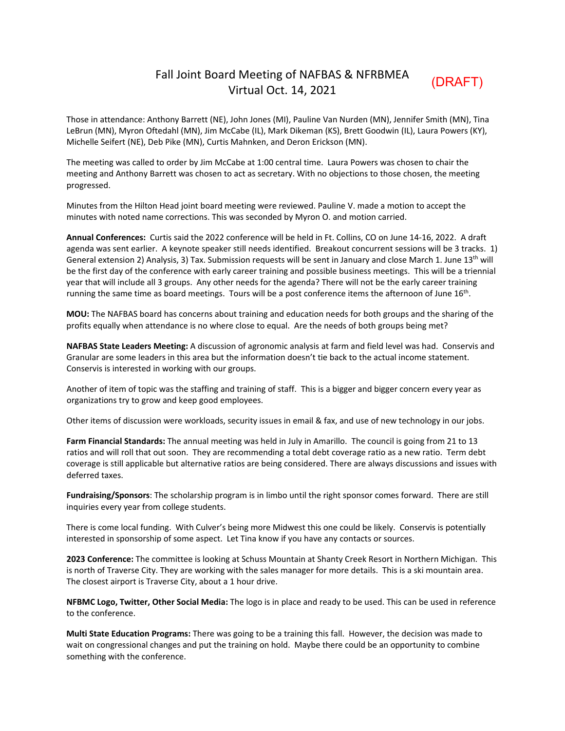# Fall Joint Board Meeting of NAFBAS & NFRBMEA
# Virtual Oct. 14, 2021

(DRAFT)

Those in attendance: Anthony Barrett (NE), John Jones (MI), Pauline Van Nurden (MN), Jennifer Smith (MN), Tina LeBrun (MN), Myron Oftedahl (MN), Jim McCabe (IL), Mark Dikeman (KS), Brett Goodwin (IL), Laura Powers (KY), Michelle Seifert (NE), Deb Pike (MN), Curtis Mahnken, and Deron Erickson (MN).

The meeting was called to order by Jim McCabe at 1:00 central time. Laura Powers was chosen to chair the meeting and Anthony Barrett was chosen to act as secretary. With no objections to those chosen, the meeting progressed.

Minutes from the Hilton Head joint board meeting were reviewed. Pauline V. made a motion to accept the minutes with noted name corrections. This was seconded by Myron O. and motion carried.

**Annual Conferences:** Curtis said the 2022 conference will be held in Ft. Collins, CO on June 14-16, 2022. A draft agenda was sent earlier. A keynote speaker still needs identified. Breakout concurrent sessions will be 3 tracks. 1) General extension 2) Analysis, 3) Tax. Submission requests will be sent in January and close March 1. June 13th will be the first day of the conference with early career training and possible business meetings. This will be a triennial year that will include all 3 groups. Any other needs for the agenda? There will not be the early career training running the same time as board meetings. Tours will be a post conference items the afternoon of June 16th.

**MOU:** The NAFBAS board has concerns about training and education needs for both groups and the sharing of the profits equally when attendance is no where close to equal. Are the needs of both groups being met?

**NAFBAS State Leaders Meeting:** A discussion of agronomic analysis at farm and field level was had. Conservis and Granular are some leaders in this area but the information doesn't tie back to the actual income statement. Conservis is interested in working with our groups.

Another of item of topic was the staffing and training of staff. This is a bigger and bigger concern every year as organizations try to grow and keep good employees.

Other items of discussion were workloads, security issues in email & fax, and use of new technology in our jobs.

**Farm Financial Standards:** The annual meeting was held in July in Amarillo. The council is going from 21 to 13 ratios and will roll that out soon. They are recommending a total debt coverage ratio as a new ratio. Term debt coverage is still applicable but alternative ratios are being considered. There are always discussions and issues with deferred taxes.

**Fundraising/Sponsors**: The scholarship program is in limbo until the right sponsor comes forward. There are still inquiries every year from college students.

There is come local funding. With Culver's being more Midwest this one could be likely. Conservis is potentially interested in sponsorship of some aspect. Let Tina know if you have any contacts or sources.

**2023 Conference:** The committee is looking at Schuss Mountain at Shanty Creek Resort in Northern Michigan. This is north of Traverse City. They are working with the sales manager for more details. This is a ski mountain area. The closest airport is Traverse City, about a 1 hour drive.

**NFBMC Logo, Twitter, Other Social Media:** The logo is in place and ready to be used. This can be used in reference to the conference.

**Multi State Education Programs:** There was going to be a training this fall. However, the decision was made to wait on congressional changes and put the training on hold. Maybe there could be an opportunity to combine something with the conference.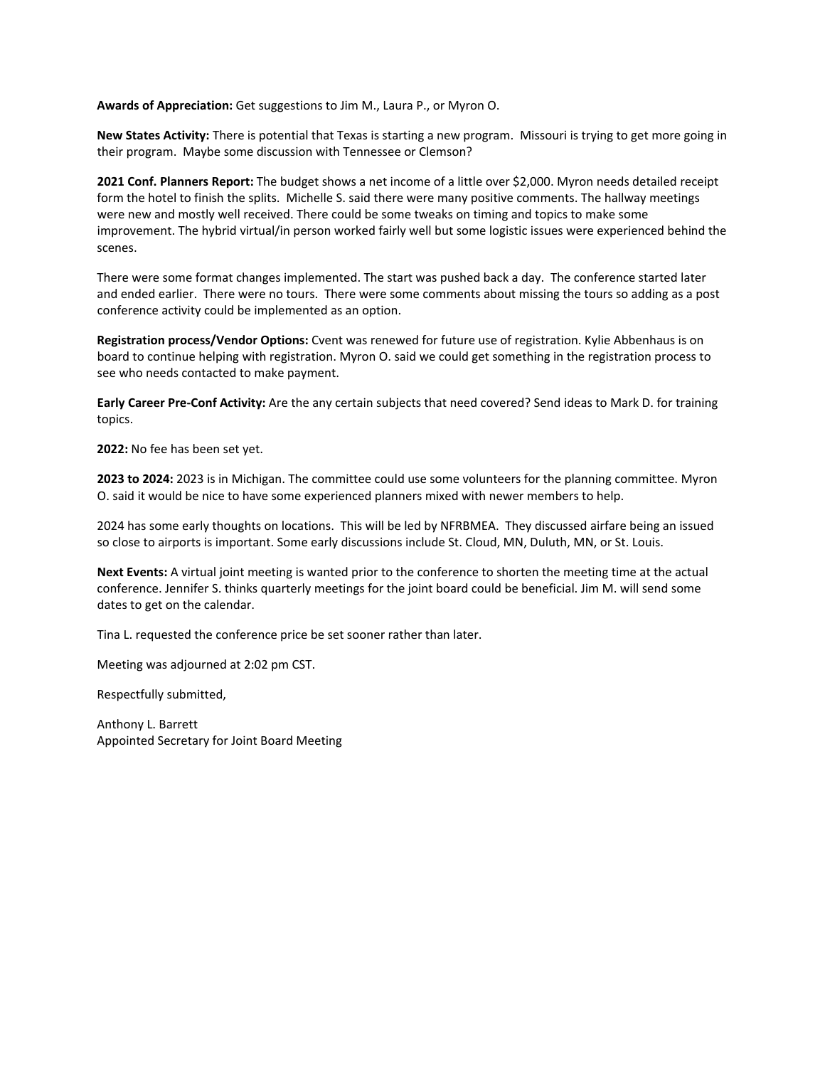**Awards of Appreciation:** Get suggestions to Jim M., Laura P., or Myron O.

**New States Activity:** There is potential that Texas is starting a new program. Missouri is trying to get more going in their program. Maybe some discussion with Tennessee or Clemson?

**2021 Conf. Planners Report:** The budget shows a net income of a little over $2,000. Myron needs detailed receipt form the hotel to finish the splits. Michelle S. said there were many positive comments. The hallway meetings were new and mostly well received. There could be some tweaks on timing and topics to make some improvement. The hybrid virtual/in person worked fairly well but some logistic issues were experienced behind the scenes.

There were some format changes implemented. The start was pushed back a day. The conference started later and ended earlier. There were no tours. There were some comments about missing the tours so adding as a post conference activity could be implemented as an option.

**Registration process/Vendor Options:** Cvent was renewed for future use of registration. Kylie Abbenhaus is on board to continue helping with registration. Myron O. said we could get something in the registration process to see who needs contacted to make payment.

**Early Career Pre-Conf Activity:** Are the any certain subjects that need covered? Send ideas to Mark D. for training topics.

**2022:** No fee has been set yet.

**2023 to 2024:** 2023 is in Michigan. The committee could use some volunteers for the planning committee. Myron O. said it would be nice to have some experienced planners mixed with newer members to help.

2024 has some early thoughts on locations. This will be led by NFRBMEA. They discussed airfare being an issued so close to airports is important. Some early discussions include St. Cloud, MN, Duluth, MN, or St. Louis.

**Next Events:** A virtual joint meeting is wanted prior to the conference to shorten the meeting time at the actual conference. Jennifer S. thinks quarterly meetings for the joint board could be beneficial. Jim M. will send some dates to get on the calendar.

Tina L. requested the conference price be set sooner rather than later.

Meeting was adjourned at 2:02 pm CST.

Respectfully submitted,

Anthony L. Barrett
Appointed Secretary for Joint Board Meeting